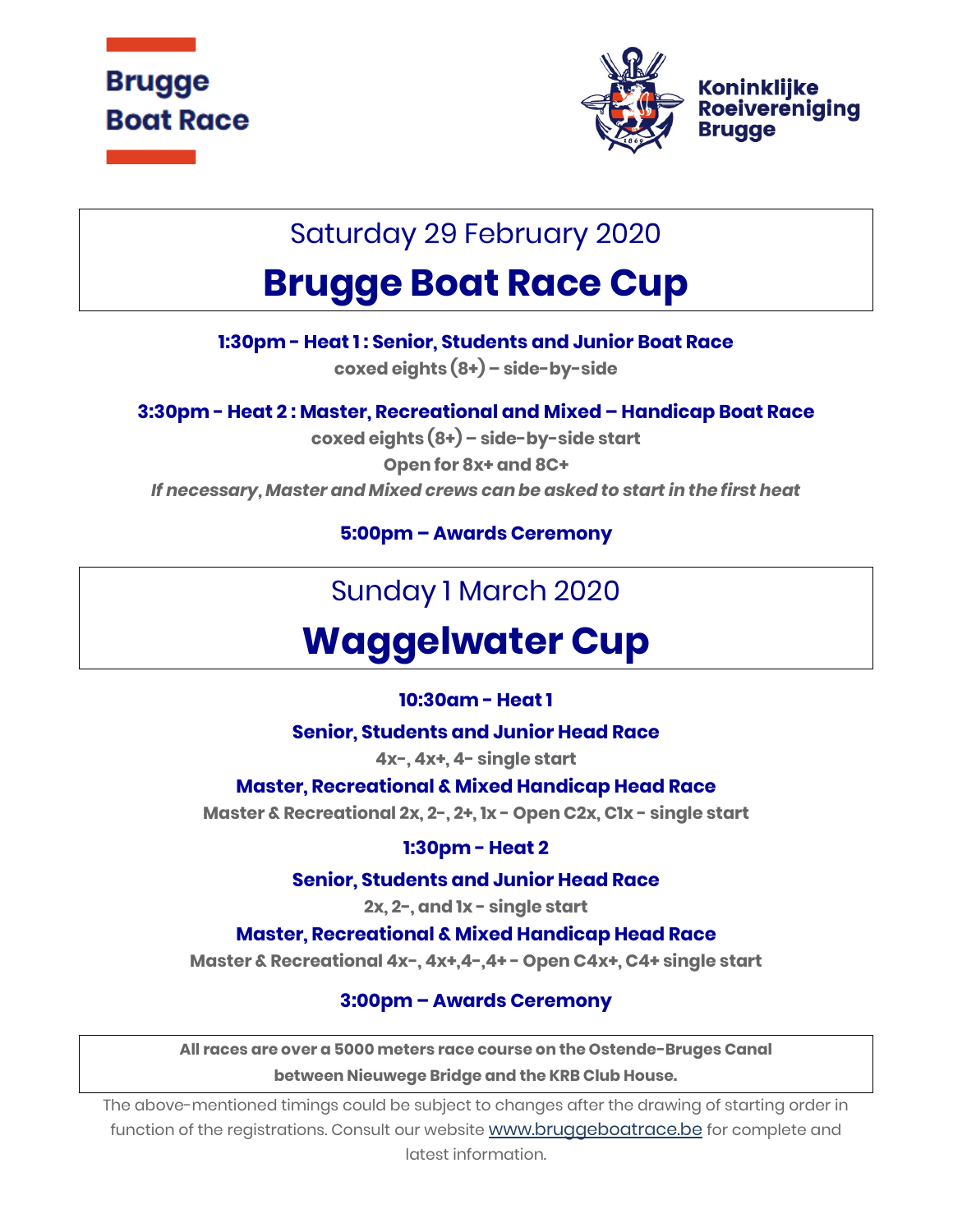**Brugge Boat Race**

**Koninklijke Roeivereniging Brugge**

Saturday 29 February 2020

# Brugge Boat Race Cup

**1:30pm - Heat 1 : Senior, Students and Junior Boat Race**

coxed eights (8+) – side-by-side

**3:30pm - Heat 2 : Master, Recreational and Mixed – Handicap Boat Race**

coxed eights (8+) – side-by-side start

Open for 8x+ and 8C+

*If necessary, Master and Mixed crews can be asked to start in the first heat*

**5:00pm – Awards Ceremony**

Sunday 1 March 2020

# Waggelwater Cup

**10:30am - Heat 1**

**Senior, Students and Junior Head Race**

4x-, 4x+, 4- single start

**Master, Recreational & Mixed Handicap Head Race**

Master & Recreational 2x, 2-, 2+, 1x - Open C2x, C1x - single start

**1:30pm - Heat 2**

**Senior, Students and Junior Head Race**

2x, 2-, and 1x - single start

**Master, Recreational & Mixed Handicap Head Race**

Master & Recreational 4x-, 4x+,4-,4+ - Open C4x+, C4+ single start

**3:00pm – Awards Ceremony**

**All races are over a 5000 meters race course on the Ostende-Bruges Canal between Nieuwege Bridge and the KRB Club House.**

The above-mentioned timings could be subject to changes after the drawing of starting order in function of the registrations. Consult our website www.bruggeboatrace.be for complete and latest information.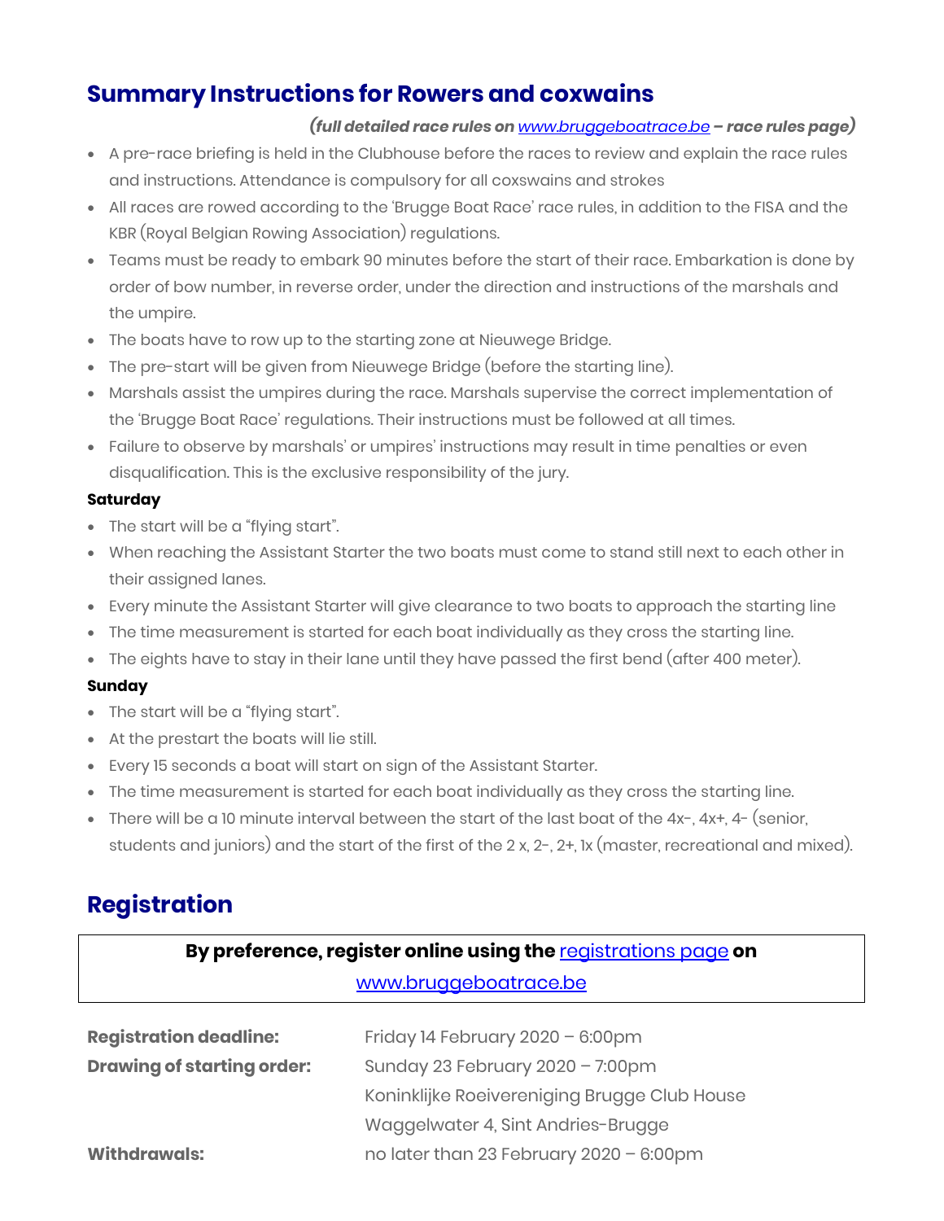## Summary Instructions for Rowers and coxwains

***(full detailed race rules on [www.bruggeboatrace.be](www.bruggeboatrace.be) – race rules page)***

- A pre-race briefing is held in the Clubhouse before the races to review and explain the race rules and instructions. Attendance is compulsory for all coxswains and strokes
- All races are rowed according to the 'Brugge Boat Race' race rules, in addition to the FISA and the KBR (Royal Belgian Rowing Association) regulations.
- Teams must be ready to embark 90 minutes before the start of their race. Embarkation is done by order of bow number, in reverse order, under the direction and instructions of the marshals and the umpire.
- The boats have to row up to the starting zone at Nieuwege Bridge.
- The pre-start will be given from Nieuwege Bridge (before the starting line).
- Marshals assist the umpires during the race. Marshals supervise the correct implementation of the 'Brugge Boat Race' regulations. Their instructions must be followed at all times.
- Failure to observe by marshals' or umpires' instructions may result in time penalties or even disqualification. This is the exclusive responsibility of the jury.

**Saturday**

- The start will be a "flying start".
- When reaching the Assistant Starter the two boats must come to stand still next to each other in their assigned lanes.
- Every minute the Assistant Starter will give clearance to two boats to approach the starting line
- The time measurement is started for each boat individually as they cross the starting line.
- The eights have to stay in their lane until they have passed the first bend (after 400 meter).

**Sunday**

- The start will be a "flying start".
- At the prestart the boats will lie still.
- Every 15 seconds a boat will start on sign of the Assistant Starter.
- The time measurement is started for each boat individually as they cross the starting line.
- There will be a 10 minute interval between the start of the last boat of the 4x-, 4x+, 4- (senior, students and juniors) and the start of the first of the 2 x, 2-, 2+, 1x (master, recreational and mixed).

## Registration

**By preference, register online using the [registrations page](registrations page) on [www.bruggeboatrace.be](www.bruggeboatrace.be)**

| | |
|---|---|
| **Registration deadline:** | Friday 14 February 2020 – 6:00pm |
| **Drawing of starting order:** | Sunday 23 February 2020 – 7:00pm<br>Koninklijke Roeivereniging Brugge Club House<br>Waggelwater 4, Sint Andries-Brugge |
| **Withdrawals:** | no later than 23 February 2020 – 6:00pm |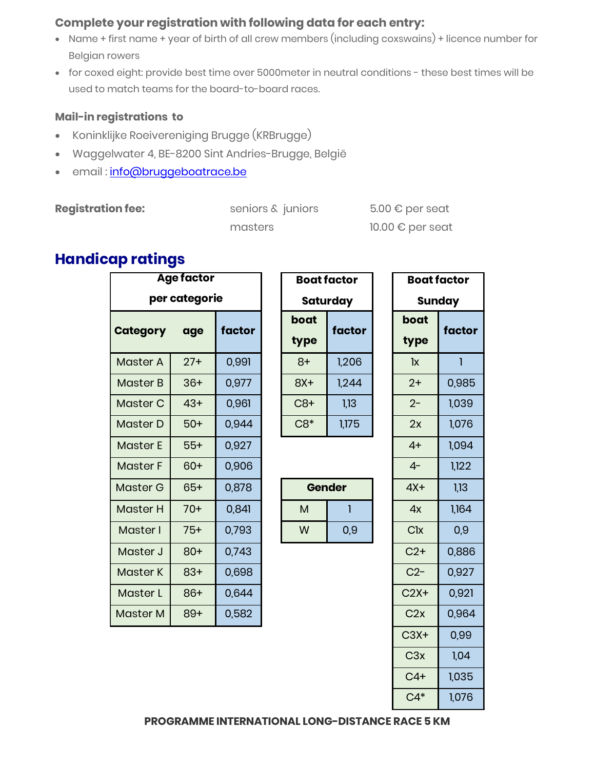### Complete your registration with following data for each entry:

- Name + first name + year of birth of all crew members (including coxswains) + licence number for Belgian rowers
- for coxed eight: provide best time over 5000meter in neutral conditions - these best times will be used to match teams for the board-to-board races.

### Mail-in registrations to

- Koninklijke Roeivereniging Brugge (KRBrugge)
- Waggelwater 4, BE-8200 Sint Andries-Brugge, België
- email : info@bruggeboatrace.be

| **Registration fee:** | seniors & juniors | 5.00 € per seat |
|---|---|---|
| | masters | 10.00 € per seat |

## Handicap ratings

| Age factor per categorie | | |
|---|---|---|
| **Category** | **age** | **factor** |
| Master A | 27+ | 0,991 |
| Master B | 36+ | 0,977 |
| Master C | 43+ | 0,961 |
| Master D | 50+ | 0,944 |
| Master E | 55+ | 0,927 |
| Master F | 60+ | 0,906 |
| Master G | 65+ | 0,878 |
| Master H | 70+ | 0,841 |
| Master I | 75+ | 0,793 |
| Master J | 80+ | 0,743 |
| Master K | 83+ | 0,698 |
| Master L | 86+ | 0,644 |
| Master M | 89+ | 0,582 |

| Boat factor Saturday | |
|---|---|
| **boat type** | **factor** |
| 8+ | 1,206 |
| 8X+ | 1,244 |
| C8+ | 1,13 |
| C8* | 1,175 |

| Gender | |
|---|---|
| M | 1 |
| W | 0,9 |

| Boat factor Sunday | |
|---|---|
| **boat type** | **factor** |
| 1x | 1 |
| 2+ | 0,985 |
| 2- | 1,039 |
| 2x | 1,076 |
| 4+ | 1,094 |
| 4- | 1,122 |
| 4X+ | 1,13 |
| 4x | 1,164 |
| C1x | 0,9 |
| C2+ | 0,886 |
| C2- | 0,927 |
| C2X+ | 0,921 |
| C2x | 0,964 |
| C3X+ | 0,99 |
| C3x | 1,04 |
| C4+ | 1,035 |
| C4* | 1,076 |

**PROGRAMME INTERNATIONAL LONG-DISTANCE RACE 5 KM**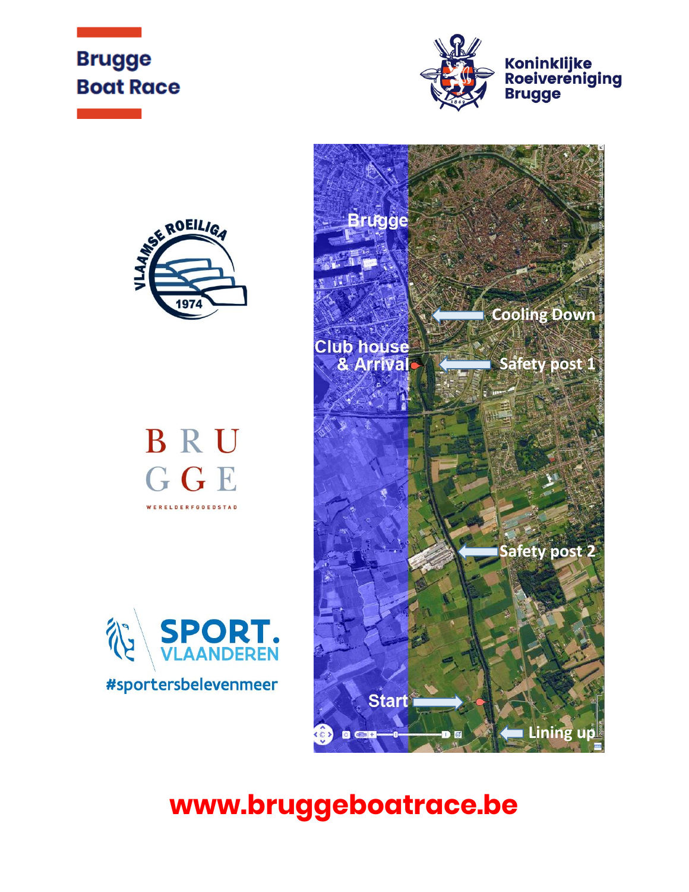Brugge
Boat Race

Koninklijke
Roeivereniging
Brugge

VLAAMSE ROEILIGA
1974

BRUGGE
WERELDERFGOEDSTAD

SPORT.
VLAANDEREN
#sportersbelevenmeer

Brugge
Cooling Down
Club house & Arrival
Safety post 1
Safety post 2
Start
Lining up

**www.bruggeboatrace.be**